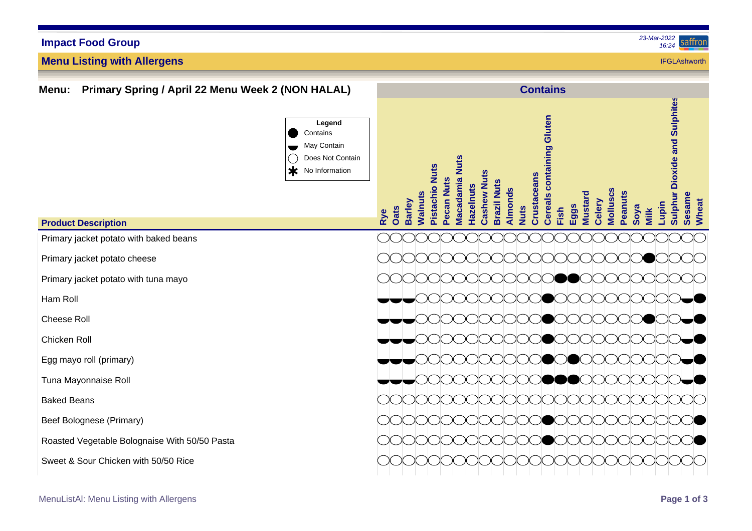## Impact Food Group

### Menu Listing with Allergens

IFGLAshworth

**Menu: Primary Spring / April 22 Menu Week 2 (NON HALAL)**

**Legend**

- ● Contains
- ◒ May Contain
- ○ Does Not Contain
- ✱ No Information

| Product Description | Rye | Oats | Barley | Walnuts | Pistachio Nuts | Pecan Nuts | Macadamia Nuts | Hazelnuts | Cashew Nuts | Brazil Nuts | Almonds | Nuts | Crustaceans | Cereals containing Gluten | Fish | Eggs | Mustard | Celery | Molluscs | Peanuts | Soya | Milk | Lupin | Sulphur Dioxide and Sulphites | Sesame | Wheat |
|---|---|---|---|---|---|---|---|---|---|---|---|---|---|---|---|---|---|---|---|---|---|---|---|---|---|---|
| Primary jacket potato with baked beans | ○ | ○ | ○ | ○ | ○ | ○ | ○ | ○ | ○ | ○ | ○ | ○ | ○ | ○ | ○ | ○ | ○ | ○ | ○ | ○ | ○ | ○ | ○ | ○ | ○ | ○ |
| Primary jacket potato cheese | ○ | ○ | ○ | ○ | ○ | ○ | ○ | ○ | ○ | ○ | ○ | ○ | ○ | ○ | ○ | ○ | ○ | ○ | ○ | ○ | ○ | ● | ○ | ○ | ○ | ○ |
| Primary jacket potato with tuna mayo | ○ | ○ | ○ | ○ | ○ | ○ | ○ | ○ | ○ | ○ | ○ | ○ | ○ | ○ | ● | ● | ○ | ○ | ○ | ○ | ○ | ○ | ○ | ○ | ○ | ○ |
| Ham Roll | ◒ | ◒ | ◒ | ○ | ○ | ○ | ○ | ○ | ○ | ○ | ○ | ○ | ○ | ● | ○ | ○ | ○ | ○ | ○ | ○ | ○ | ○ | ○ | ○ | ◒ | ● |
| Cheese Roll | ◒ | ◒ | ◒ | ○ | ○ | ○ | ○ | ○ | ○ | ○ | ○ | ○ | ○ | ● | ○ | ○ | ○ | ○ | ○ | ○ | ○ | ● | ○ | ○ | ◒ | ● |
| Chicken Roll | ◒ | ◒ | ◒ | ○ | ○ | ○ | ○ | ○ | ○ | ○ | ○ | ○ | ○ | ● | ○ | ○ | ○ | ○ | ○ | ○ | ○ | ○ | ○ | ○ | ◒ | ● |
| Egg mayo roll (primary) | ◒ | ◒ | ◒ | ○ | ○ | ○ | ○ | ○ | ○ | ○ | ○ | ○ | ○ | ● | ○ | ● | ○ | ○ | ○ | ○ | ○ | ○ | ○ | ○ | ◒ | ● |
| Tuna Mayonnaise Roll | ◒ | ◒ | ◒ | ○ | ○ | ○ | ○ | ○ | ○ | ○ | ○ | ○ | ○ | ● | ● | ● | ○ | ○ | ○ | ○ | ○ | ○ | ○ | ○ | ◒ | ● |
| Baked Beans | ○ | ○ | ○ | ○ | ○ | ○ | ○ | ○ | ○ | ○ | ○ | ○ | ○ | ○ | ○ | ○ | ○ | ○ | ○ | ○ | ○ | ○ | ○ | ○ | ○ | ○ |
| Beef Bolognese (Primary) | ○ | ○ | ○ | ○ | ○ | ○ | ○ | ○ | ○ | ○ | ○ | ○ | ○ | ● | ○ | ○ | ○ | ○ | ○ | ○ | ○ | ○ | ○ | ○ | ○ | ● |
| Roasted Vegetable Bolognaise With 50/50 Pasta | ○ | ○ | ○ | ○ | ○ | ○ | ○ | ○ | ○ | ○ | ○ | ○ | ○ | ● | ○ | ○ | ○ | ○ | ○ | ○ | ○ | ○ | ○ | ○ | ○ | ● |
| Sweet & Sour Chicken with 50/50 Rice | ○ | ○ | ○ | ○ | ○ | ○ | ○ | ○ | ○ | ○ | ○ | ○ | ○ | ○ | ○ | ○ | ○ | ○ | ○ | ○ | ○ | ○ | ○ | ○ | ○ | ○ |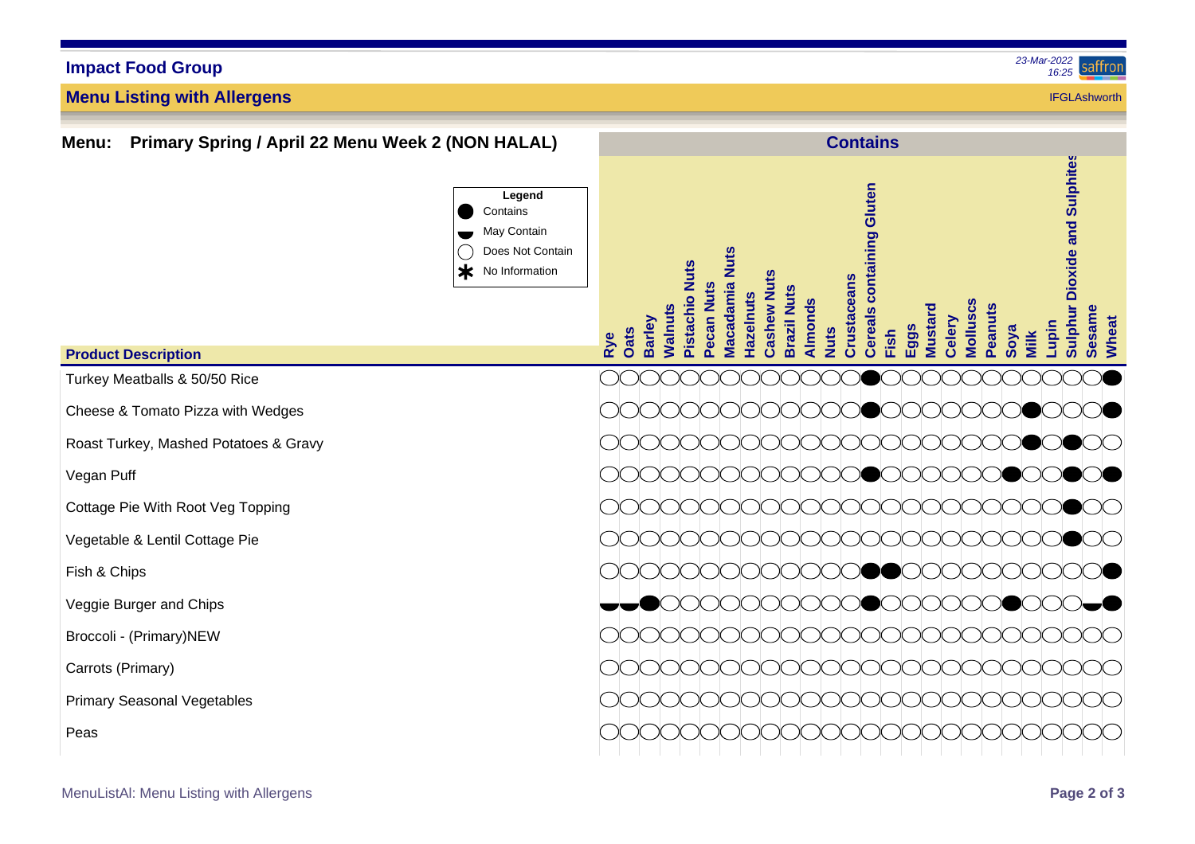## Impact Food Group

### Menu Listing with Allergens

23-Mar-2022 16:25

IFGLAshworth

**Menu: Primary Spring / April 22 Menu Week 2 (NON HALAL)**

**Legend**
- ● Contains
- ◒ May Contain
- ○ Does Not Contain
- * No Information

| Product Description | Rye | Oats | Barley | Walnuts | Pistachio Nuts | Pecan Nuts | Macadamia Nuts | Hazelnuts | Cashew Nuts | Brazil Nuts | Almonds | Nuts | Crustaceans | Cereals containing Gluten | Fish | Eggs | Mustard | Celery | Molluscs | Peanuts | Soya | Milk | Lupin | Sulphur Dioxide and Sulphites | Sesame | Wheat |
|---|---|---|---|---|---|---|---|---|---|---|---|---|---|---|---|---|---|---|---|---|---|---|---|---|---|---|
| Turkey Meatballs & 50/50 Rice | ○ | ○ | ○ | ○ | ○ | ○ | ○ | ○ | ○ | ○ | ○ | ○ | ○ | ● | ○ | ○ | ○ | ○ | ○ | ○ | ○ | ○ | ○ | ○ | ○ | ● |
| Cheese & Tomato Pizza with Wedges | ○ | ○ | ○ | ○ | ○ | ○ | ○ | ○ | ○ | ○ | ○ | ○ | ○ | ● | ○ | ○ | ○ | ○ | ○ | ○ | ○ | ● | ○ | ○ | ○ | ● |
| Roast Turkey, Mashed Potatoes & Gravy | ○ | ○ | ○ | ○ | ○ | ○ | ○ | ○ | ○ | ○ | ○ | ○ | ○ | ○ | ○ | ○ | ○ | ○ | ○ | ○ | ○ | ● | ○ | ● | ○ | ○ |
| Vegan Puff | ○ | ○ | ○ | ○ | ○ | ○ | ○ | ○ | ○ | ○ | ○ | ○ | ○ | ● | ○ | ○ | ○ | ○ | ○ | ○ | ● | ○ | ○ | ● | ○ | ● |
| Cottage Pie With Root Veg Topping | ○ | ○ | ○ | ○ | ○ | ○ | ○ | ○ | ○ | ○ | ○ | ○ | ○ | ○ | ○ | ○ | ○ | ○ | ○ | ○ | ○ | ○ | ○ | ● | ○ | ○ |
| Vegetable & Lentil Cottage Pie | ○ | ○ | ○ | ○ | ○ | ○ | ○ | ○ | ○ | ○ | ○ | ○ | ○ | ○ | ○ | ○ | ○ | ○ | ○ | ○ | ○ | ○ | ○ | ● | ○ | ○ |
| Fish & Chips | ○ | ○ | ○ | ○ | ○ | ○ | ○ | ○ | ○ | ○ | ○ | ○ | ○ | ● | ● | ○ | ○ | ○ | ○ | ○ | ○ | ○ | ○ | ○ | ○ | ● |
| Veggie Burger and Chips | ◒ | ◒ | ● | ○ | ○ | ○ | ○ | ○ | ○ | ○ | ○ | ○ | ○ | ● | ○ | ○ | ○ | ○ | ○ | ○ | ● | ○ | ○ | ◒ | ○ | ● |
| Broccoli - (Primary)NEW | ○ | ○ | ○ | ○ | ○ | ○ | ○ | ○ | ○ | ○ | ○ | ○ | ○ | ○ | ○ | ○ | ○ | ○ | ○ | ○ | ○ | ○ | ○ | ○ | ○ | ○ |
| Carrots (Primary) | ○ | ○ | ○ | ○ | ○ | ○ | ○ | ○ | ○ | ○ | ○ | ○ | ○ | ○ | ○ | ○ | ○ | ○ | ○ | ○ | ○ | ○ | ○ | ○ | ○ | ○ |
| Primary Seasonal Vegetables | ○ | ○ | ○ | ○ | ○ | ○ | ○ | ○ | ○ | ○ | ○ | ○ | ○ | ○ | ○ | ○ | ○ | ○ | ○ | ○ | ○ | ○ | ○ | ○ | ○ | ○ |
| Peas | ○ | ○ | ○ | ○ | ○ | ○ | ○ | ○ | ○ | ○ | ○ | ○ | ○ | ○ | ○ | ○ | ○ | ○ | ○ | ○ | ○ | ○ | ○ | ○ | ○ | ○ |

MenuListAl: Menu Listing with Allergens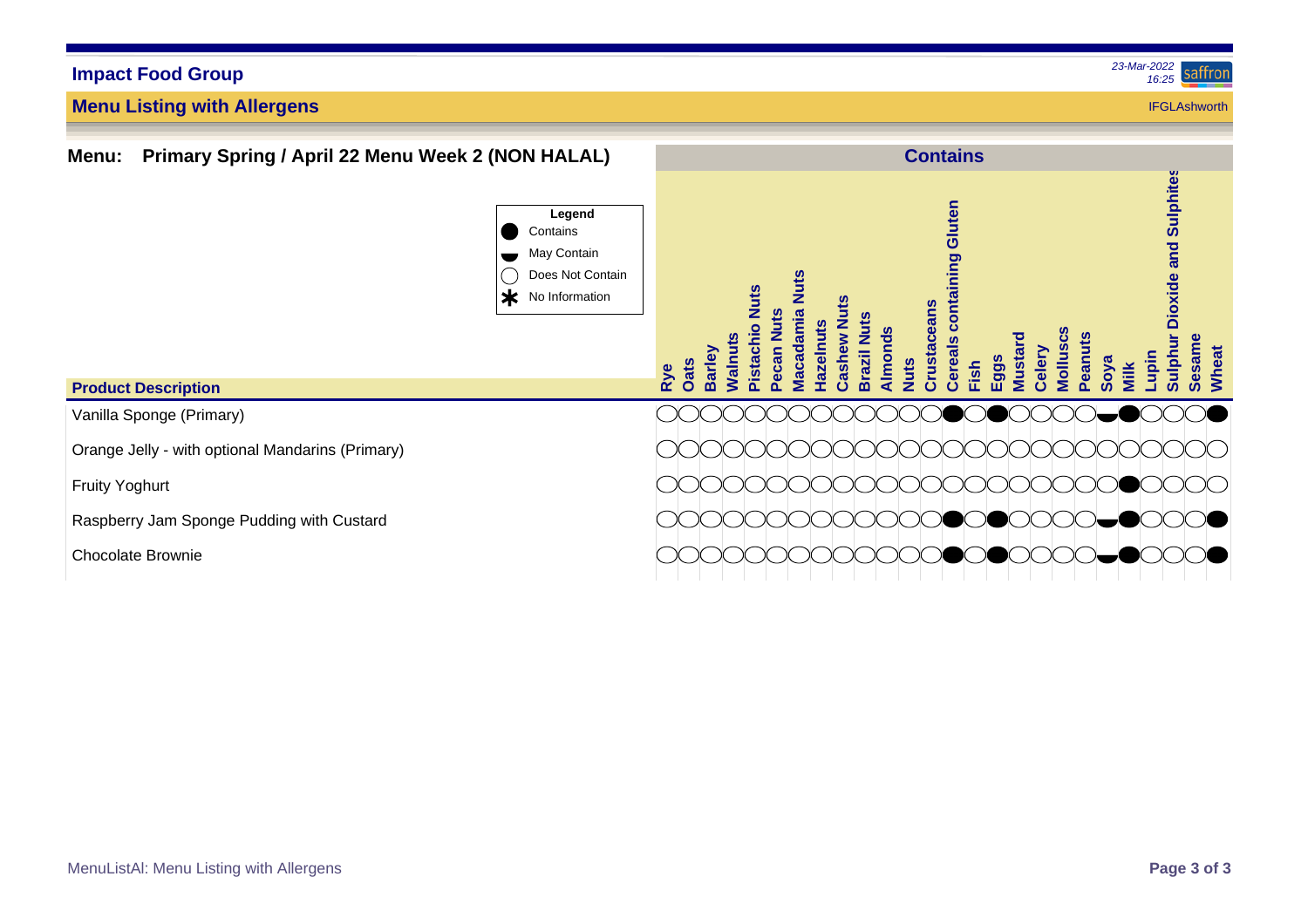## Impact Food Group

## Menu Listing with Allergens

23-Mar-2022 16:25

IFGLAshworth

**Menu: Primary Spring / April 22 Menu Week 2 (NON HALAL)**

**Legend**
- ● Contains
- ▬ May Contain
- ○ Does Not Contain
- * No Information

| | Contains | | | | | | | | | | | | | | | | | | | | | | | | | |
|---|---|---|---|---|---|---|---|---|---|---|---|---|---|---|---|---|---|---|---|---|---|---|---|---|---|---|
| **Product Description** | Rye | Oats | Barley | Walnuts | Pistachio Nuts | Pecan Nuts | Macadamia Nuts | Hazelnuts | Cashew Nuts | Brazil Nuts | Almonds | Nuts | Crustaceans | Cereals containing Gluten | Fish | Eggs | Mustard | Celery | Molluscs | Peanuts | Soya | Milk | Lupin | Sulphur Dioxide and Sulphites | Sesame | Wheat |
| Vanilla Sponge (Primary) | ○ | ○ | ○ | ○ | ○ | ○ | ○ | ○ | ○ | ○ | ○ | ○ | ○ | ● | ○ | ● | ○ | ○ | ○ | ○ | ▬ | ● | ○ | ○ | ○ | ● |
| Orange Jelly - with optional Mandarins (Primary) | ○ | ○ | ○ | ○ | ○ | ○ | ○ | ○ | ○ | ○ | ○ | ○ | ○ | ○ | ○ | ○ | ○ | ○ | ○ | ○ | ○ | ○ | ○ | ○ | ○ | ○ |
| Fruity Yoghurt | ○ | ○ | ○ | ○ | ○ | ○ | ○ | ○ | ○ | ○ | ○ | ○ | ○ | ○ | ○ | ○ | ○ | ○ | ○ | ○ | ○ | ● | ○ | ○ | ○ | ○ |
| Raspberry Jam Sponge Pudding with Custard | ○ | ○ | ○ | ○ | ○ | ○ | ○ | ○ | ○ | ○ | ○ | ○ | ○ | ● | ○ | ● | ○ | ○ | ○ | ○ | ▬ | ● | ○ | ○ | ○ | ● |
| Chocolate Brownie | ○ | ○ | ○ | ○ | ○ | ○ | ○ | ○ | ○ | ○ | ○ | ○ | ○ | ● | ○ | ● | ○ | ○ | ○ | ○ | ▬ | ● | ○ | ○ | ○ | ● |

MenuListAl: Menu Listing with Allergens